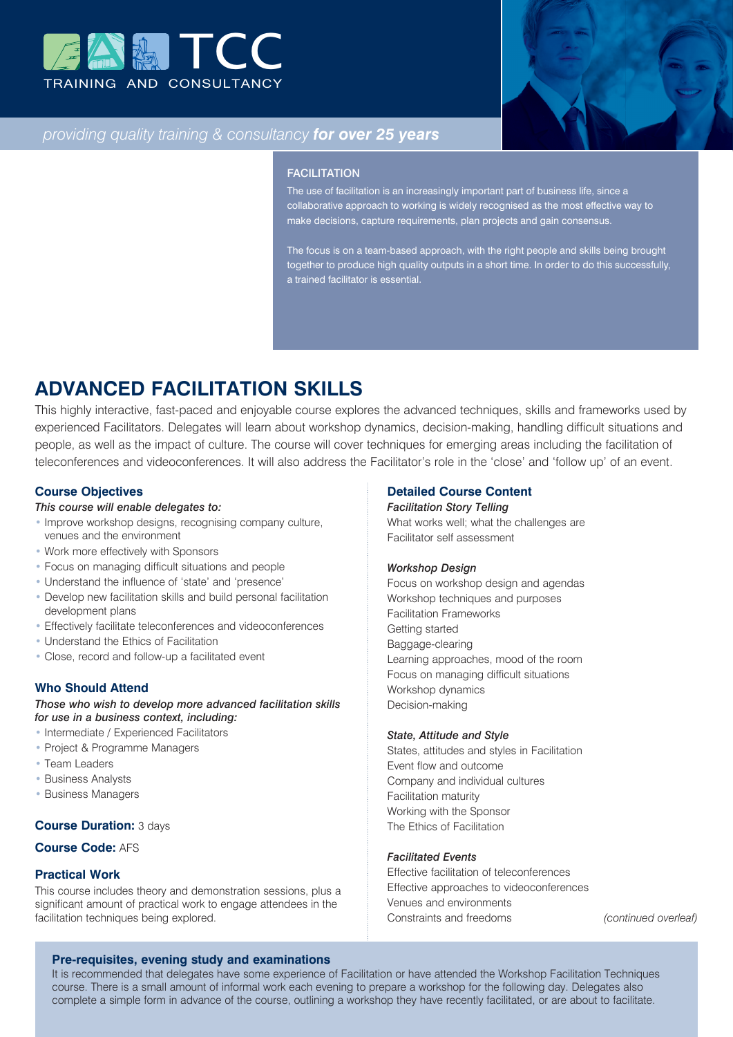TCC

TRAINING AND CONSULTANCY

*providing quality training & consultancy* ***for over 25 years***

## FACILITATION

The use of facilitation is an increasingly important part of business life, since a collaborative approach to working is widely recognised as the most effective way to make decisions, capture requirements, plan projects and gain consensus.

The focus is on a team-based approach, with the right people and skills being brought together to produce high quality outputs in a short time. In order to do this successfully, a trained facilitator is essential.

# ADVANCED FACILITATION SKILLS

This highly interactive, fast-paced and enjoyable course explores the advanced techniques, skills and frameworks used by experienced Facilitators. Delegates will learn about workshop dynamics, decision-making, handling difficult situations and people, as well as the impact of culture. The course will cover techniques for emerging areas including the facilitation of teleconferences and videoconferences. It will also address the Facilitator's role in the 'close' and 'follow up' of an event.

### Course Objectives

***This course will enable delegates to:***

- Improve workshop designs, recognising company culture, venues and the environment
- Work more effectively with Sponsors
- Focus on managing difficult situations and people
- Understand the influence of 'state' and 'presence'
- Develop new facilitation skills and build personal facilitation development plans
- Effectively facilitate teleconferences and videoconferences
- Understand the Ethics of Facilitation
- Close, record and follow-up a facilitated event

### Who Should Attend

***Those who wish to develop more advanced facilitation skills for use in a business context, including:***

- Intermediate / Experienced Facilitators
- Project & Programme Managers
- Team Leaders
- Business Analysts
- Business Managers

**Course Duration:** 3 days

**Course Code:** AFS

### Practical Work

This course includes theory and demonstration sessions, plus a significant amount of practical work to engage attendees in the facilitation techniques being explored.

### Detailed Course Content

***Facilitation Story Telling***

What works well; what the challenges are
Facilitator self assessment

***Workshop Design***

Focus on workshop design and agendas
Workshop techniques and purposes
Facilitation Frameworks
Getting started
Baggage-clearing
Learning approaches, mood of the room
Focus on managing difficult situations
Workshop dynamics
Decision-making

***State, Attitude and Style***

States, attitudes and styles in Facilitation
Event flow and outcome
Company and individual cultures
Facilitation maturity
Working with the Sponsor
The Ethics of Facilitation

***Facilitated Events***

Effective facilitation of teleconferences
Effective approaches to videoconferences
Venues and environments
Constraints and freedoms

*(continued overleaf)*

### Pre-requisites, evening study and examinations

It is recommended that delegates have some experience of Facilitation or have attended the Workshop Facilitation Techniques course. There is a small amount of informal work each evening to prepare a workshop for the following day. Delegates also complete a simple form in advance of the course, outlining a workshop they have recently facilitated, or are about to facilitate.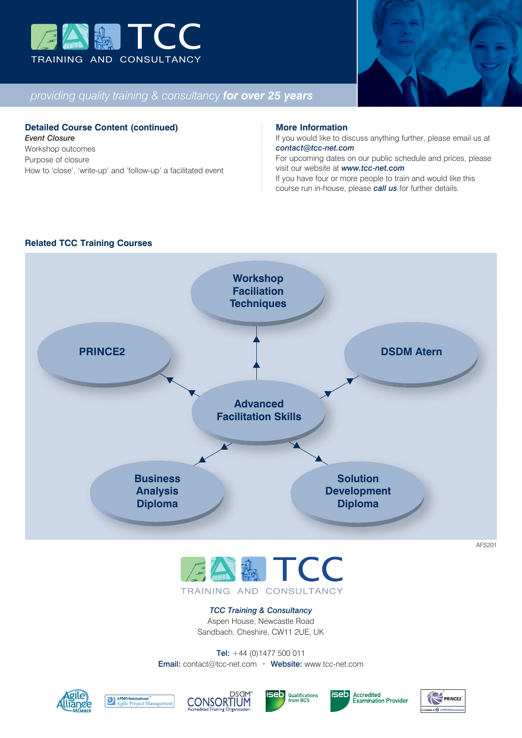## Detailed Course Content (continued)

***Event Closure***

Workshop outcomes

Purpose of closure

How to 'close', 'write-up' and 'follow-up' a facilitated event

## More Information

If you would like to discuss anything further, please email us at ***contact@tcc-net.com***

For upcoming dates on our public schedule and prices, please visit our website at ***www.tcc-net.com***

If you have four or more people to train and would like this course run in-house, please ***call us*** for further details.

## Related TCC Training Courses

Workshop Facilitation Techniques

PRINCE2

DSDM Atern

Advanced Facilitation Skills

Business Analysis Diploma

Solution Development Diploma

AFS201

***TCC Training & Consultancy***

Aspen House, Newcastle Road

Sandbach, Cheshire, CW11 2UE, UK

**Tel:** +44 (0)1477 500 011

**Email:** contact@tcc-net.com • **Website:** www.tcc-net.com